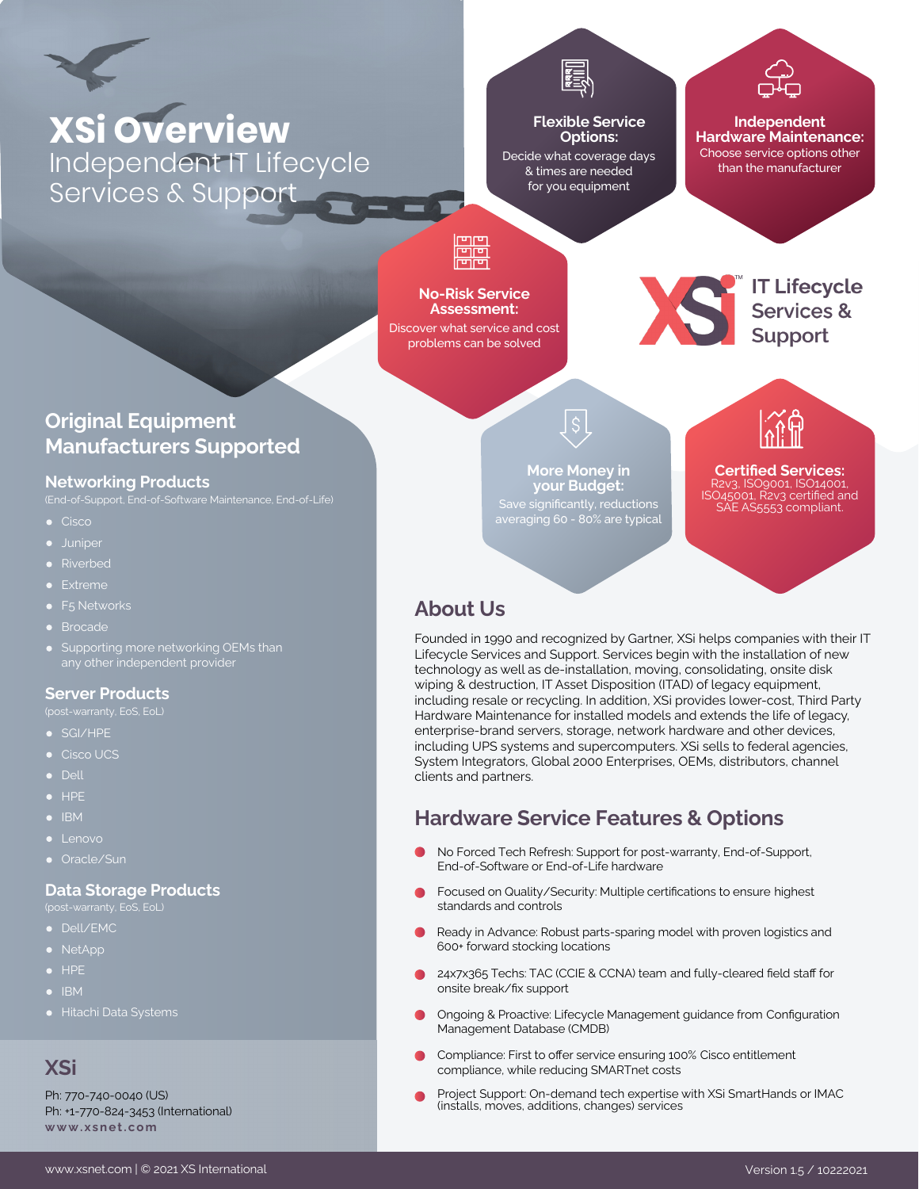# XSi Overview

Independent IT Lifecycle Services & Support

**Flexible Service Options:**
Decide what coverage days & times are needed for you equipment

**Independent Hardware Maintenance:**
Choose service options other than the manufacturer

**No-Risk Service Assessment:**
Discover what service and cost problems can be solved

XSi™ IT Lifecycle Services & Support

**More Money in your Budget:**
Save significantly, reductions averaging 60 - 80% are typical

**Certified Services:**
R2v3, ISO9001, ISO14001, ISO45001, R2v3 certified and SAE AS5553 compliant.

## Original Equipment Manufacturers Supported

### Networking Products

(End-of-Support, End-of-Software Maintenance, End-of-Life)

- Cisco
- Juniper
- Riverbed
- Extreme
- F5 Networks
- Brocade
- Supporting more networking OEMs than any other independent provider

### Server Products

(post-warranty, EoS, EoL)

- SGI/HPE
- Cisco UCS
- Dell
- HPE
- IBM
- Lenovo
- Oracle/Sun

### Data Storage Products

(post-warranty, EoS, EoL)

- Dell/EMC
- NetApp
- HPE
- IBM
- Hitachi Data Systems

## XSi

Ph: 770-740-0040 (US)
Ph: +1-770-824-3453 (International)
www.xsnet.com

## About Us

Founded in 1990 and recognized by Gartner, XSi helps companies with their IT Lifecycle Services and Support. Services begin with the installation of new technology as well as de-installation, moving, consolidating, onsite disk wiping & destruction, IT Asset Disposition (ITAD) of legacy equipment, including resale or recycling. In addition, XSi provides lower-cost, Third Party Hardware Maintenance for installed models and extends the life of legacy, enterprise-brand servers, storage, network hardware and other devices, including UPS systems and supercomputers. XSi sells to federal agencies, System Integrators, Global 2000 Enterprises, OEMs, distributors, channel clients and partners.

## Hardware Service Features & Options

- No Forced Tech Refresh: Support for post-warranty, End-of-Support, End-of-Software or End-of-Life hardware
- Focused on Quality/Security: Multiple certifications to ensure highest standards and controls
- Ready in Advance: Robust parts-sparing model with proven logistics and 600+ forward stocking locations
- 24x7x365 Techs: TAC (CCIE & CCNA) team and fully-cleared field staff for onsite break/fix support
- Ongoing & Proactive: Lifecycle Management guidance from Configuration Management Database (CMDB)
- Compliance: First to offer service ensuring 100% Cisco entitlement compliance, while reducing SMARTnet costs
- Project Support: On-demand tech expertise with XSi SmartHands or IMAC (installs, moves, additions, changes) services

www.xsnet.com | © 2021 XS International

Version 1.5 / 10222021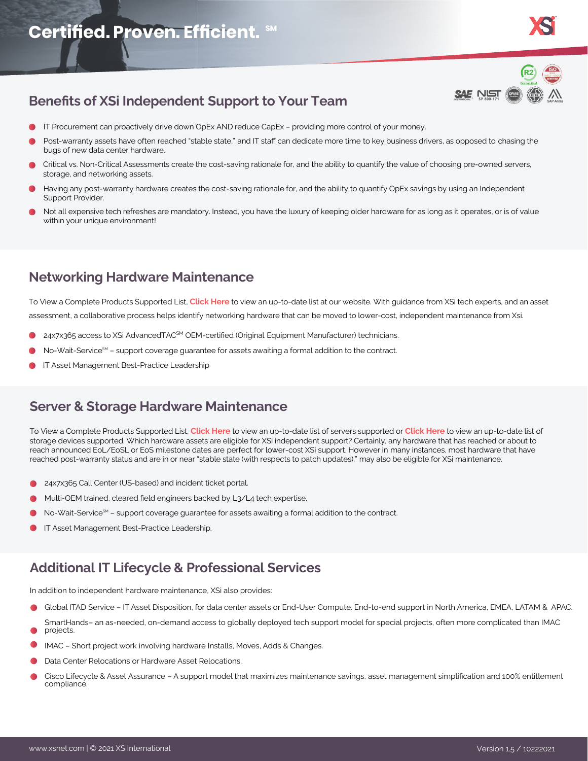# Certified. Proven. Efficient. SM

## Benefits of XSi Independent Support to Your Team

- IT Procurement can proactively drive down OpEx AND reduce CapEx – providing more control of your money.
- Post-warranty assets have often reached "stable state," and IT staff can dedicate more time to key business drivers, as opposed to chasing the bugs of new data center hardware.
- Critical vs. Non-Critical Assessments create the cost-saving rationale for, and the ability to quantify the value of choosing pre-owned servers, storage, and networking assets.
- Having any post-warranty hardware creates the cost-saving rationale for, and the ability to quantify OpEx savings by using an Independent Support Provider.
- Not all expensive tech refreshes are mandatory. Instead, you have the luxury of keeping older hardware for as long as it operates, or is of value within your unique environment!

## Networking Hardware Maintenance

To View a Complete Products Supported List, **Click Here** to view an up-to-date list at our website. With guidance from XSi tech experts, and an asset assessment, a collaborative process helps identify networking hardware that can be moved to lower-cost, independent maintenance from Xsi.

- 24x7x365 access to XSi AdvancedTAC℠ OEM-certified (Original Equipment Manufacturer) technicians.
- No-Wait-Service℠ – support coverage guarantee for assets awaiting a formal addition to the contract.
- IT Asset Management Best-Practice Leadership

## Server & Storage Hardware Maintenance

To View a Complete Products Supported List, **Click Here** to view an up-to-date list of servers supported or **Click Here** to view an up-to-date list of storage devices supported. Which hardware assets are eligible for XSi independent support? Certainly, any hardware that has reached or about to reach announced EoL/EoSL or EoS milestone dates are perfect for lower-cost XSi support. However in many instances, most hardware that have reached post-warranty status and are in or near "stable state (with respects to patch updates)," may also be eligible for XSi maintenance.

- 24x7x365 Call Center (US-based) and incident ticket portal.
- Multi-OEM trained, cleared field engineers backed by L3/L4 tech expertise.
- No-Wait-Service℠ – support coverage guarantee for assets awaiting a formal addition to the contract.
- IT Asset Management Best-Practice Leadership.

## Additional IT Lifecycle & Professional Services

In addition to independent hardware maintenance, XSi also provides:

- Global ITAD Service – IT Asset Disposition, for data center assets or End-User Compute. End-to-end support in North America, EMEA, LATAM & APAC.
- SmartHands– an as-needed, on-demand access to globally deployed tech support model for special projects, often more complicated than IMAC projects.
- IMAC – Short project work involving hardware Installs, Moves, Adds & Changes.
- Data Center Relocations or Hardware Asset Relocations.
- Cisco Lifecycle & Asset Assurance – A support model that maximizes maintenance savings, asset management simplification and 100% entitlement compliance.

www.xsnet.com | © 2021 XS International — Version 1.5 / 10222021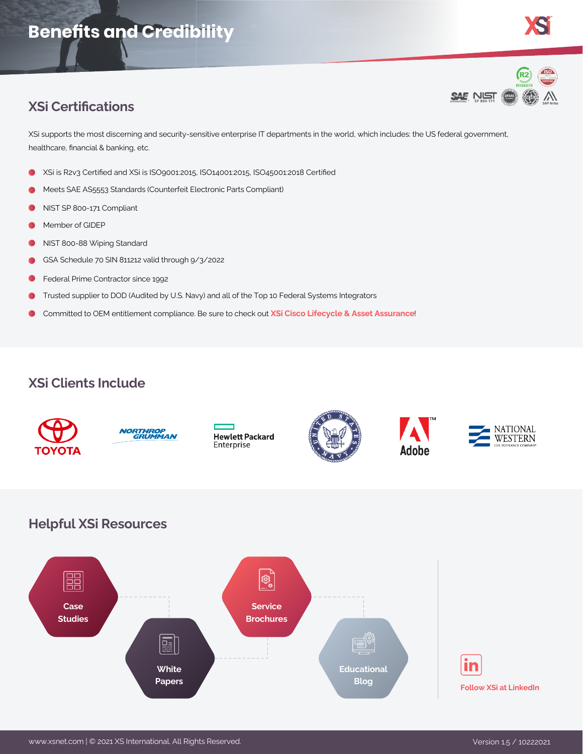# Benefits and Credibility

## XSi Certifications

XSi supports the most discerning and security-sensitive enterprise IT departments in the world, which includes: the US federal government, healthcare, financial & banking, etc.

- XSi is R2v3 Certified and XSi is ISO9001:2015, ISO14001:2015, ISO45001:2018 Certified
- Meets SAE AS5553 Standards (Counterfeit Electronic Parts Compliant)
- NIST SP 800-171 Compliant
- Member of GIDEP
- NIST 800-88 Wiping Standard
- GSA Schedule 70 SIN 811212 valid through 9/3/2022
- Federal Prime Contractor since 1992
- Trusted supplier to DOD (Audited by U.S. Navy) and all of the Top 10 Federal Systems Integrators
- Committed to OEM entitlement compliance. Be sure to check out **XSi Cisco Lifecycle & Asset Assurance**!

## XSi Clients Include

TOYOTA

NORTHROP GRUMMAN

Hewlett Packard Enterprise

United States Navy

Adobe

National Western Life Insurance Company

## Helpful XSi Resources

**Case Studies**

**White Papers**

**Service Brochures**

**Educational Blog**

**Follow XSi at LinkedIn**

www.xsnet.com | © 2021 XS International. All Rights Reserved.

Version 1.5 / 10222021